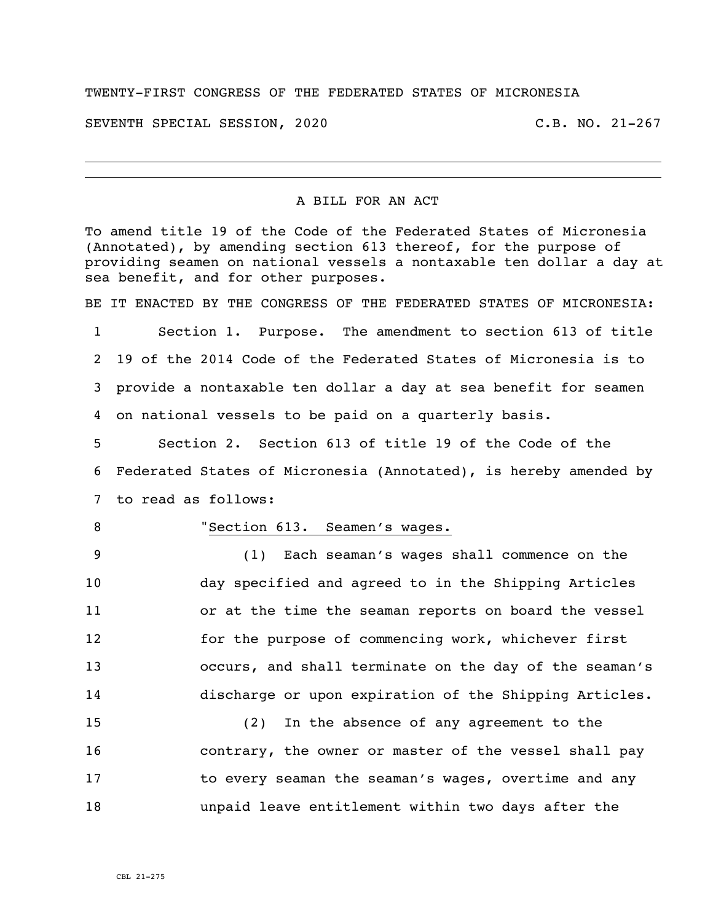TWENTY-FIRST CONGRESS OF THE FEDERATED STATES OF MICRONESIA

SEVENTH SPECIAL SESSION, 2020 C.B. NO. 21-267

---

## A BILL FOR AN ACT

To amend title 19 of the Code of the Federated States of Micronesia (Annotated), by amending section 613 thereof, for the purpose of providing seamen on national vessels a nontaxable ten dollar a day at sea benefit, and for other purposes.

BE IT ENACTED BY THE CONGRESS OF THE FEDERATED STATES OF MICRONESIA:

1 Section 1. Purpose. The amendment to section 613 of title
2 19 of the 2014 Code of the Federated States of Micronesia is to
3 provide a nontaxable ten dollar a day at sea benefit for seamen
4 on national vessels to be paid on a quarterly basis.

5 Section 2. Section 613 of title 19 of the Code of the
6 Federated States of Micronesia (Annotated), is hereby amended by
7 to read as follows:

8 "Section 613. Seamen's wages.

9 (1) Each seaman's wages shall commence on the
10 day specified and agreed to in the Shipping Articles
11 or at the time the seaman reports on board the vessel
12 for the purpose of commencing work, whichever first
13 occurs, and shall terminate on the day of the seaman's
14 discharge or upon expiration of the Shipping Articles.

15 (2) In the absence of any agreement to the
16 contrary, the owner or master of the vessel shall pay
17 to every seaman the seaman's wages, overtime and any
18 unpaid leave entitlement within two days after the

CBL 21-275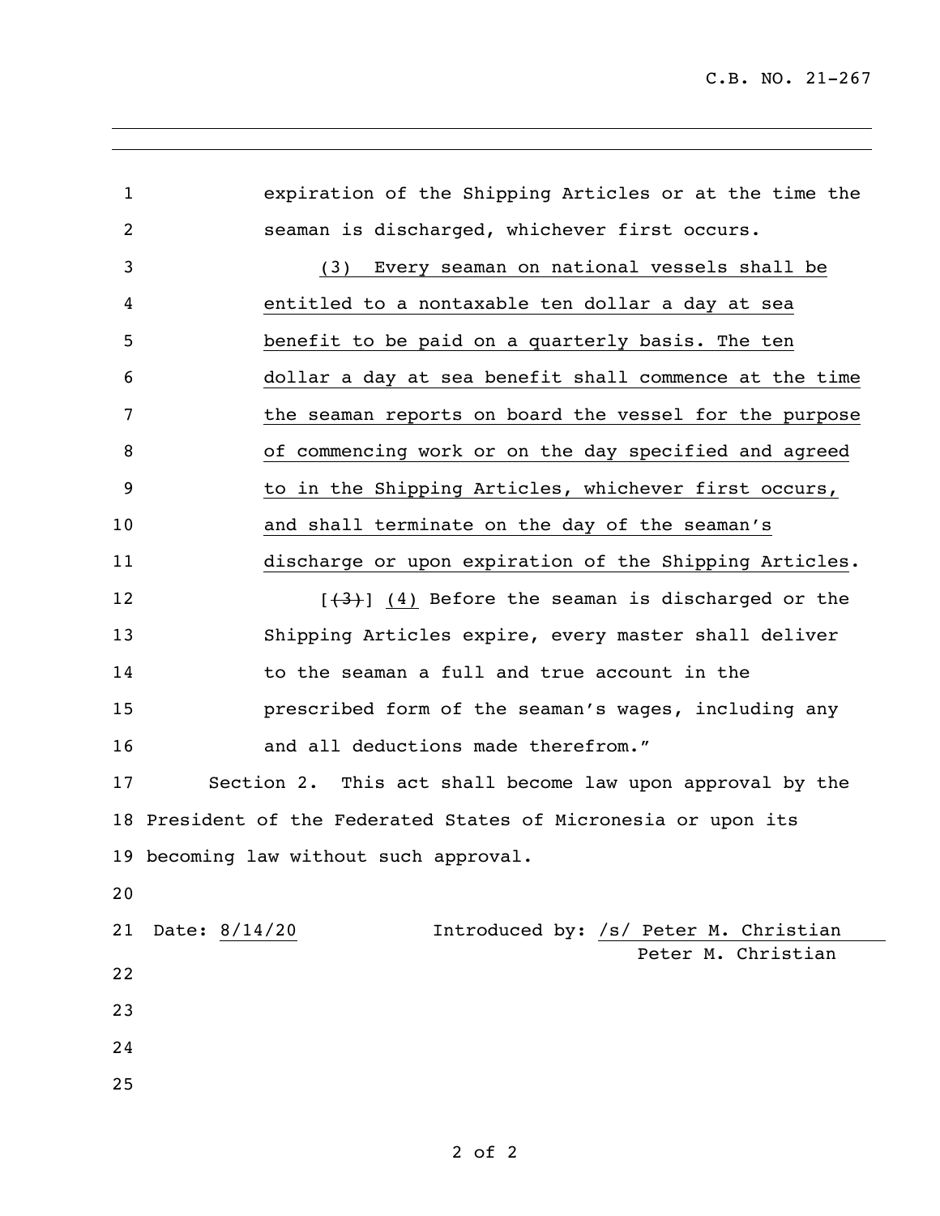expiration of the Shipping Articles or at the time the seaman is discharged, whichever first occurs.

(3) Every seaman on national vessels shall be entitled to a nontaxable ten dollar a day at sea benefit to be paid on a quarterly basis. The ten dollar a day at sea benefit shall commence at the time the seaman reports on board the vessel for the purpose of commencing work or on the day specified and agreed to in the Shipping Articles, whichever first occurs, and shall terminate on the day of the seaman's discharge or upon expiration of the Shipping Articles.

[~~(3)~~] (4) Before the seaman is discharged or the Shipping Articles expire, every master shall deliver to the seaman a full and true account in the prescribed form of the seaman's wages, including any and all deductions made therefrom."

Section 2. This act shall become law upon approval by the President of the Federated States of Micronesia or upon its becoming law without such approval.

Date: 8/14/20 Introduced by: /s/ Peter M. Christian

Peter M. Christian